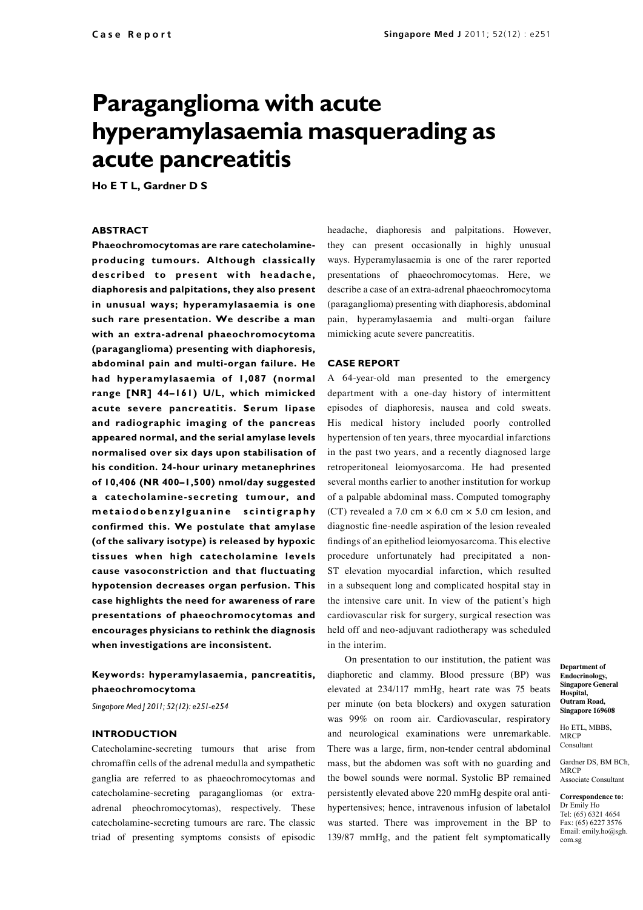Case Report

# Paraganglioma with acute hyperamylasaemia masquerading as acute pancreatitis

**Ho E T L, Gardner D S**

## ABSTRACT

**Phaeochromocytomas are rare catecholamine-producing tumours. Although classically described to present with headache, diaphoresis and palpitations, they also present in unusual ways; hyperamylasaemia is one such rare presentation. We describe a man with an extra-adrenal phaeochromocytoma (paraganglioma) presenting with diaphoresis, abdominal pain and multi-organ failure. He had hyperamylasaemia of 1,087 (normal range [NR] 44–161) U/L, which mimicked acute severe pancreatitis. Serum lipase and radiographic imaging of the pancreas appeared normal, and the serial amylase levels normalised over six days upon stabilisation of his condition. 24-hour urinary metanephrines of 10,406 (NR 400–1,500) nmol/day suggested a catecholamine-secreting tumour, and metaiodobenzylguanine scintigraphy confirmed this. We postulate that amylase (of the salivary isotype) is released by hypoxic tissues when high catecholamine levels cause vasoconstriction and that fluctuating hypotension decreases organ perfusion. This case highlights the need for awareness of rare presentations of phaeochromocytomas and encourages physicians to rethink the diagnosis when investigations are inconsistent.**

**Keywords: hyperamylasaemia, pancreatitis, phaeochromocytoma**

*Singapore Med J 2011; 52(12): e251-e254*

## INTRODUCTION

Catecholamine-secreting tumours that arise from chromaffin cells of the adrenal medulla and sympathetic ganglia are referred to as phaeochromocytomas and catecholamine-secreting paragangliomas (or extra-adrenal pheochromocytomas), respectively. These catecholamine-secreting tumours are rare. The classic triad of presenting symptoms consists of episodic headache, diaphoresis and palpitations. However, they can present occasionally in highly unusual ways. Hyperamylasaemia is one of the rarer reported presentations of phaeochromocytomas. Here, we describe a case of an extra-adrenal phaeochromocytoma (paraganglioma) presenting with diaphoresis, abdominal pain, hyperamylasaemia and multi-organ failure mimicking acute severe pancreatitis.

## CASE REPORT

A 64-year-old man presented to the emergency department with a one-day history of intermittent episodes of diaphoresis, nausea and cold sweats. His medical history included poorly controlled hypertension of ten years, three myocardial infarctions in the past two years, and a recently diagnosed large retroperitoneal leiomyosarcoma. He had presented several months earlier to another institution for workup of a palpable abdominal mass. Computed tomography (CT) revealed a 7.0 cm × 6.0 cm × 5.0 cm lesion, and diagnostic fine-needle aspiration of the lesion revealed findings of an epitheliod leiomyosarcoma. This elective procedure unfortunately had precipitated a non-ST elevation myocardial infarction, which resulted in a subsequent long and complicated hospital stay in the intensive care unit. In view of the patient's high cardiovascular risk for surgery, surgical resection was held off and neo-adjuvant radiotherapy was scheduled in the interim.

On presentation to our institution, the patient was diaphoretic and clammy. Blood pressure (BP) was elevated at 234/117 mmHg, heart rate was 75 beats per minute (on beta blockers) and oxygen saturation was 99% on room air. Cardiovascular, respiratory and neurological examinations were unremarkable. There was a large, firm, non-tender central abdominal mass, but the abdomen was soft with no guarding and the bowel sounds were normal. Systolic BP remained persistently elevated above 220 mmHg despite oral anti-hypertensives; hence, intravenous infusion of labetalol was started. There was improvement in the BP to 139/87 mmHg, and the patient felt symptomatically

**Department of Endocrinology, Singapore General Hospital, Outram Road, Singapore 169608**

Ho ETL, MBBS, MRCP
Consultant

Gardner DS, BM BCh, MRCP
Associate Consultant

**Correspondence to:**
Dr Emily Ho
Tel: (65) 6321 4654
Fax: (65) 6227 3576
Email: emily.ho@sgh.com.sg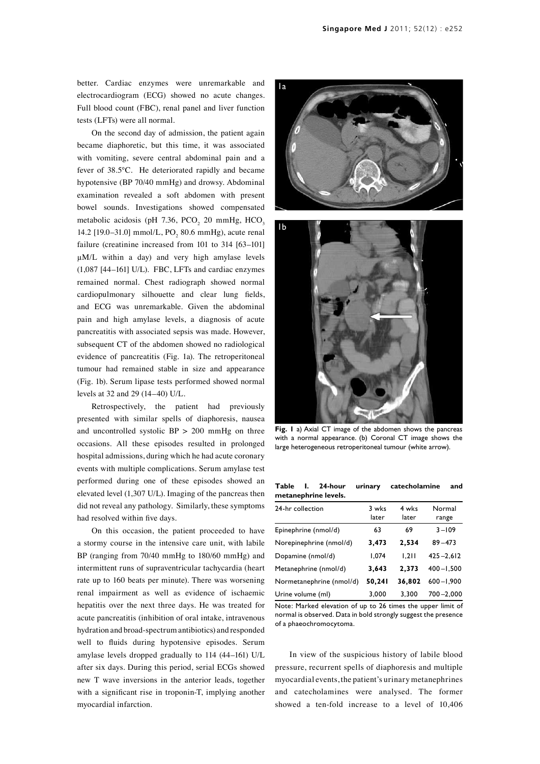better. Cardiac enzymes were unremarkable and electrocardiogram (ECG) showed no acute changes. Full blood count (FBC), renal panel and liver function tests (LFTs) were all normal.

On the second day of admission, the patient again became diaphoretic, but this time, it was associated with vomiting, severe central abdominal pain and a fever of 38.5°C. He deteriorated rapidly and became hypotensive (BP 70/40 mmHg) and drowsy. Abdominal examination revealed a soft abdomen with present bowel sounds. Investigations showed compensated metabolic acidosis (pH 7.36, $PCO_2$ 20 mmHg, $HCO_3$ 14.2 [19.0–31.0] mmol/L, $PO_2$ 80.6 mmHg), acute renal failure (creatinine increased from 101 to 314 [63–101] μM/L within a day) and very high amylase levels (1,087 [44–161] U/L). FBC, LFTs and cardiac enzymes remained normal. Chest radiograph showed normal cardiopulmonary silhouette and clear lung fields, and ECG was unremarkable. Given the abdominal pain and high amylase levels, a diagnosis of acute pancreatitis with associated sepsis was made. However, subsequent CT of the abdomen showed no radiological evidence of pancreatitis (Fig. 1a). The retroperitoneal tumour had remained stable in size and appearance (Fig. 1b). Serum lipase tests performed showed normal levels at 32 and 29 (14–40) U/L.

Retrospectively, the patient had previously presented with similar spells of diaphoresis, nausea and uncontrolled systolic BP > 200 mmHg on three occasions. All these episodes resulted in prolonged hospital admissions, during which he had acute coronary events with multiple complications. Serum amylase test performed during one of these episodes showed an elevated level (1,307 U/L). Imaging of the pancreas then did not reveal any pathology. Similarly, these symptoms had resolved within five days.

On this occasion, the patient proceeded to have a stormy course in the intensive care unit, with labile BP (ranging from 70/40 mmHg to 180/60 mmHg) and intermittent runs of supraventricular tachycardia (heart rate up to 160 beats per minute). There was worsening renal impairment as well as evidence of ischaemic hepatitis over the next three days. He was treated for acute pancreatitis (inhibition of oral intake, intravenous hydration and broad-spectrum antibiotics) and responded well to fluids during hypotensive episodes. Serum amylase levels dropped gradually to 114 (44–161) U/L after six days. During this period, serial ECGs showed new T wave inversions in the anterior leads, together with a significant rise in troponin-T, implying another myocardial infarction.

**Fig. 1** a) Axial CT image of the abdomen shows the pancreas with a normal appearance. (b) Coronal CT image shows the large heterogeneous retroperitoneal tumour (white arrow).

**Table I. 24-hour urinary catecholamine and metanephrine levels.**

| 24-hr collection | 3 wks later | 4 wks later | Normal range |
|---|---|---|---|
| Epinephrine (nmol/d) | 63 | 69 | 3–109 |
| Norepinephrine (nmol/d) | **3,473** | **2,534** | 89–473 |
| Dopamine (nmol/d) | 1,074 | 1,211 | 425–2,612 |
| Metanephrine (nmol/d) | **3,643** | **2,373** | 400–1,500 |
| Normetanephrine (nmol/d) | **50,241** | **36,802** | 600–1,900 |
| Urine volume (ml) | 3,000 | 3,300 | 700–2,000 |

Note: Marked elevation of up to 26 times the upper limit of normal is observed. Data in bold strongly suggest the presence of a phaeochromocytoma.

In view of the suspicious history of labile blood pressure, recurrent spells of diaphoresis and multiple myocardial events, the patient's urinary metanephrines and catecholamines were analysed. The former showed a ten-fold increase to a level of 10,406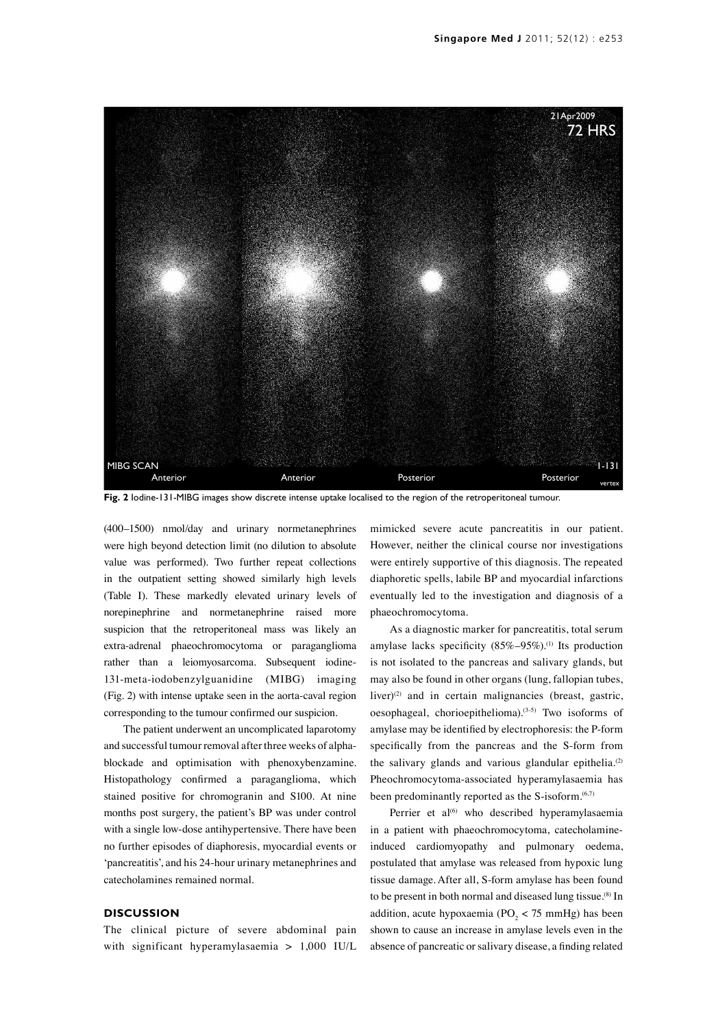Fig. 2 Iodine-131-MIBG images show discrete intense uptake localised to the region of the retroperitoneal tumour.

(400–1500) nmol/day and urinary normetanephrines were high beyond detection limit (no dilution to absolute value was performed). Two further repeat collections in the outpatient setting showed similarly high levels (Table I). These markedly elevated urinary levels of norepinephrine and normetanephrine raised more suspicion that the retroperitoneal mass was likely an extra-adrenal phaeochromocytoma or paraganglioma rather than a leiomyosarcoma. Subsequent iodine-131-meta-iodobenzylguanidine (MIBG) imaging (Fig. 2) with intense uptake seen in the aorta-caval region corresponding to the tumour confirmed our suspicion.

The patient underwent an uncomplicated laparotomy and successful tumour removal after three weeks of alpha-blockade and optimisation with phenoxybenzamine. Histopathology confirmed a paraganglioma, which stained positive for chromogranin and S100. At nine months post surgery, the patient's BP was under control with a single low-dose antihypertensive. There have been no further episodes of diaphoresis, myocardial events or 'pancreatitis', and his 24-hour urinary metanephrines and catecholamines remained normal.

## DISCUSSION

The clinical picture of severe abdominal pain with significant hyperamylasaemia > 1,000 IU/L mimicked severe acute pancreatitis in our patient. However, neither the clinical course nor investigations were entirely supportive of this diagnosis. The repeated diaphoretic spells, labile BP and myocardial infarctions eventually led to the investigation and diagnosis of a phaeochromocytoma.

As a diagnostic marker for pancreatitis, total serum amylase lacks specificity (85%–95%).[1] Its production is not isolated to the pancreas and salivary glands, but may also be found in other organs (lung, fallopian tubes, liver)[2] and in certain malignancies (breast, gastric, oesophageal, chorioepithelioma).[3-5] Two isoforms of amylase may be identified by electrophoresis: the P-form specifically from the pancreas and the S-form from the salivary glands and various glandular epithelia.[2] Pheochromocytoma-associated hyperamylasaemia has been predominantly reported as the S-isoform.[6,7]

Perrier et al[6] who described hyperamylasaemia in a patient with phaeochromocytoma, catecholamine-induced cardiomyopathy and pulmonary oedema, postulated that amylase was released from hypoxic lung tissue damage. After all, S-form amylase has been found to be present in both normal and diseased lung tissue.[8] In addition, acute hypoxaemia ($PO_2$ < 75 mmHg) has been shown to cause an increase in amylase levels even in the absence of pancreatic or salivary disease, a finding related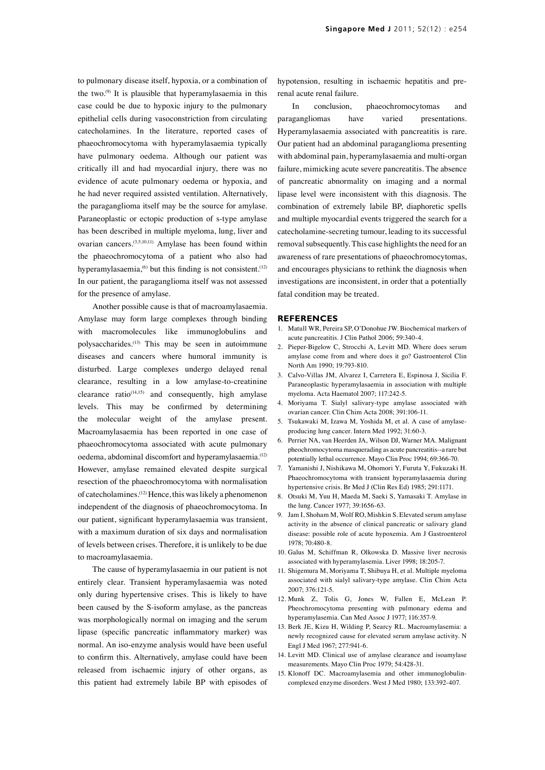to pulmonary disease itself, hypoxia, or a combination of the two.[9] It is plausible that hyperamylasaemia in this case could be due to hypoxic injury to the pulmonary epithelial cells during vasoconstriction from circulating catecholamines. In the literature, reported cases of phaeochromocytoma with hyperamylasaemia typically have pulmonary oedema. Although our patient was critically ill and had myocardial injury, there was no evidence of acute pulmonary oedema or hypoxia, and he had never required assisted ventilation. Alternatively, the paraganglioma itself may be the source for amylase. Paraneoplastic or ectopic production of s-type amylase has been described in multiple myeloma, lung, liver and ovarian cancers.[3,5,10,11] Amylase has been found within the phaeochromocytoma of a patient who also had hyperamylasaemia,[6] but this finding is not consistent.[12] In our patient, the paraganglioma itself was not assessed for the presence of amylase.

Another possible cause is that of macroamylasaemia. Amylase may form large complexes through binding with macromolecules like immunoglobulins and polysaccharides.[13] This may be seen in autoimmune diseases and cancers where humoral immunity is disturbed. Large complexes undergo delayed renal clearance, resulting in a low amylase-to-creatinine clearance ratio[14,15] and consequently, high amylase levels. This may be confirmed by determining the molecular weight of the amylase present. Macroamylasaemia has been reported in one case of phaeochromocytoma associated with acute pulmonary oedema, abdominal discomfort and hyperamylasaemia.[12] However, amylase remained elevated despite surgical resection of the phaeochromocytoma with normalisation of catecholamines.[12] Hence, this was likely a phenomenon independent of the diagnosis of phaeochromocytoma. In our patient, significant hyperamylasaemia was transient, with a maximum duration of six days and normalisation of levels between crises. Therefore, it is unlikely to be due to macroamylasaemia.

The cause of hyperamylasaemia in our patient is not entirely clear. Transient hyperamylasaemia was noted only during hypertensive crises. This is likely to have been caused by the S-isoform amylase, as the pancreas was morphologically normal on imaging and the serum lipase (specific pancreatic inflammatory marker) was normal. An iso-enzyme analysis would have been useful to confirm this. Alternatively, amylase could have been released from ischaemic injury of other organs, as this patient had extremely labile BP with episodes of hypotension, resulting in ischaemic hepatitis and pre-renal acute renal failure.

In conclusion, phaeochromocytomas and paragangliomas have varied presentations. Hyperamylasaemia associated with pancreatitis is rare. Our patient had an abdominal paraganglioma presenting with abdominal pain, hyperamylasaemia and multi-organ failure, mimicking acute severe pancreatitis. The absence of pancreatic abnormality on imaging and a normal lipase level were inconsistent with this diagnosis. The combination of extremely labile BP, diaphoretic spells and multiple myocardial events triggered the search for a catecholamine-secreting tumour, leading to its successful removal subsequently. This case highlights the need for an awareness of rare presentations of phaeochromocytomas, and encourages physicians to rethink the diagnosis when investigations are inconsistent, in order that a potentially fatal condition may be treated.

## REFERENCES

1. Matull WR, Pereira SP, O'Donohue JW. Biochemical markers of acute pancreatitis. J Clin Pathol 2006; 59:340-4.
2. Pieper-Bigelow C, Strocchi A, Levitt MD. Where does serum amylase come from and where does it go? Gastroenterol Clin North Am 1990; 19:793-810.
3. Calvo-Villas JM, Alvarez I, Carretera E, Espinosa J, Sicilia F. Paraneoplastic hyperamylasaemia in association with multiple myeloma. Acta Haematol 2007; 117:242-5.
4. Moriyama T. Sialyl salivary-type amylase associated with ovarian cancer. Clin Chim Acta 2008; 391:106-11.
5. Tsukawaki M, Izawa M, Yoshida M, et al. A case of amylase-producing lung cancer. Intern Med 1992; 31:60-3.
6. Perrier NA, van Heerden JA, Wilson DJ, Warner MA. Malignant pheochromocytoma masquerading as acute pancreatitis--a rare but potentially lethal occurrence. Mayo Clin Proc 1994; 69:366-70.
7. Yamanishi J, Nishikawa M, Ohomori Y, Furuta Y, Fukuzaki H. Phaeochromocytoma with transient hyperamylasaemia during hypertensive crisis. Br Med J (Clin Res Ed) 1985; 291:1171.
8. Otsuki M, Yuu H, Maeda M, Saeki S, Yamasaki T. Amylase in the lung. Cancer 1977; 39:1656-63.
9. Jam I, Shoham M, Wolf RO, Mishkin S. Elevated serum amylase activity in the absence of clinical pancreatic or salivary gland disease: possible role of acute hypoxemia. Am J Gastroenterol 1978; 70:480-8.
10. Galus M, Schiffman R, Olkowska D. Massive liver necrosis associated with hyperamylasemia. Liver 1998; 18:205-7.
11. Shigemura M, Moriyama T, Shibuya H, et al. Multiple myeloma associated with sialyl salivary-type amylase. Clin Chim Acta 2007; 376:121-5.
12. Munk Z, Tolis G, Jones W, Fallen E, McLean P. Pheochromocytoma presenting with pulmonary edema and hyperamylasemia. Can Med Assoc J 1977; 116:357-9.
13. Berk JE, Kizu H, Wilding P, Searcy RL. Macroamylasemia: a newly recognized cause for elevated serum amylase activity. N Engl J Med 1967; 277:941-6.
14. Levitt MD. Clinical use of amylase clearance and isoamylase measurements. Mayo Clin Proc 1979; 54:428-31.
15. Klonoff DC. Macroamylasemia and other immunoglobulin-complexed enzyme disorders. West J Med 1980; 133:392-407.